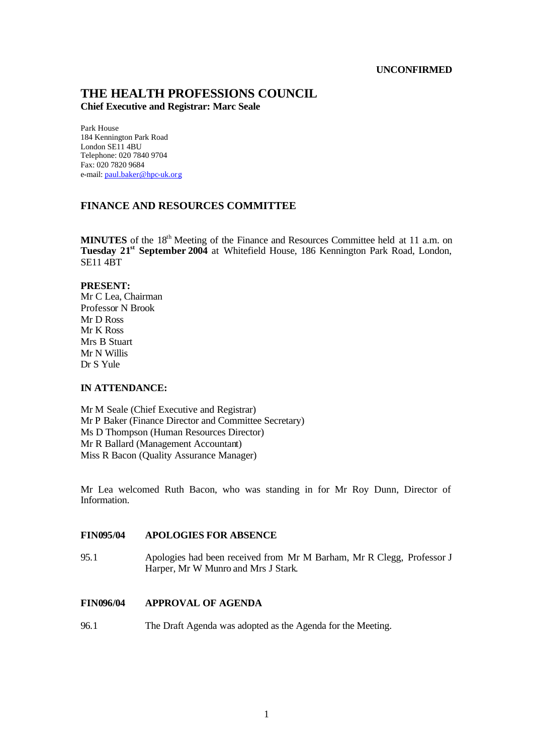**UNCONFIRMED**

# THE HEALTH PROFESSIONS COUNCIL

**Chief Executive and Registrar: Marc Seale**

Park House
184 Kennington Park Road
London SE11 4BU
Telephone: 020 7840 9704
Fax: 020 7820 9684
e-mail: paul.baker@hpc-uk.org

## FINANCE AND RESOURCES COMMITTEE

**MINUTES** of the 18th Meeting of the Finance and Resources Committee held at 11 a.m. on **Tuesday 21st September 2004** at Whitefield House, 186 Kennington Park Road, London, SE11 4BT

**PRESENT:**
Mr C Lea, Chairman
Professor N Brook
Mr D Ross
Mr K Ross
Mrs B Stuart
Mr N Willis
Dr S Yule

**IN ATTENDANCE:**

Mr M Seale (Chief Executive and Registrar)
Mr P Baker (Finance Director and Committee Secretary)
Ms D Thompson (Human Resources Director)
Mr R Ballard (Management Accountant)
Miss R Bacon (Quality Assurance Manager)

Mr Lea welcomed Ruth Bacon, who was standing in for Mr Roy Dunn, Director of Information.

**FIN095/04 APOLOGIES FOR ABSENCE**

95.1 Apologies had been received from Mr M Barham, Mr R Clegg, Professor J Harper, Mr W Munro and Mrs J Stark.

**FIN096/04 APPROVAL OF AGENDA**

96.1 The Draft Agenda was adopted as the Agenda for the Meeting.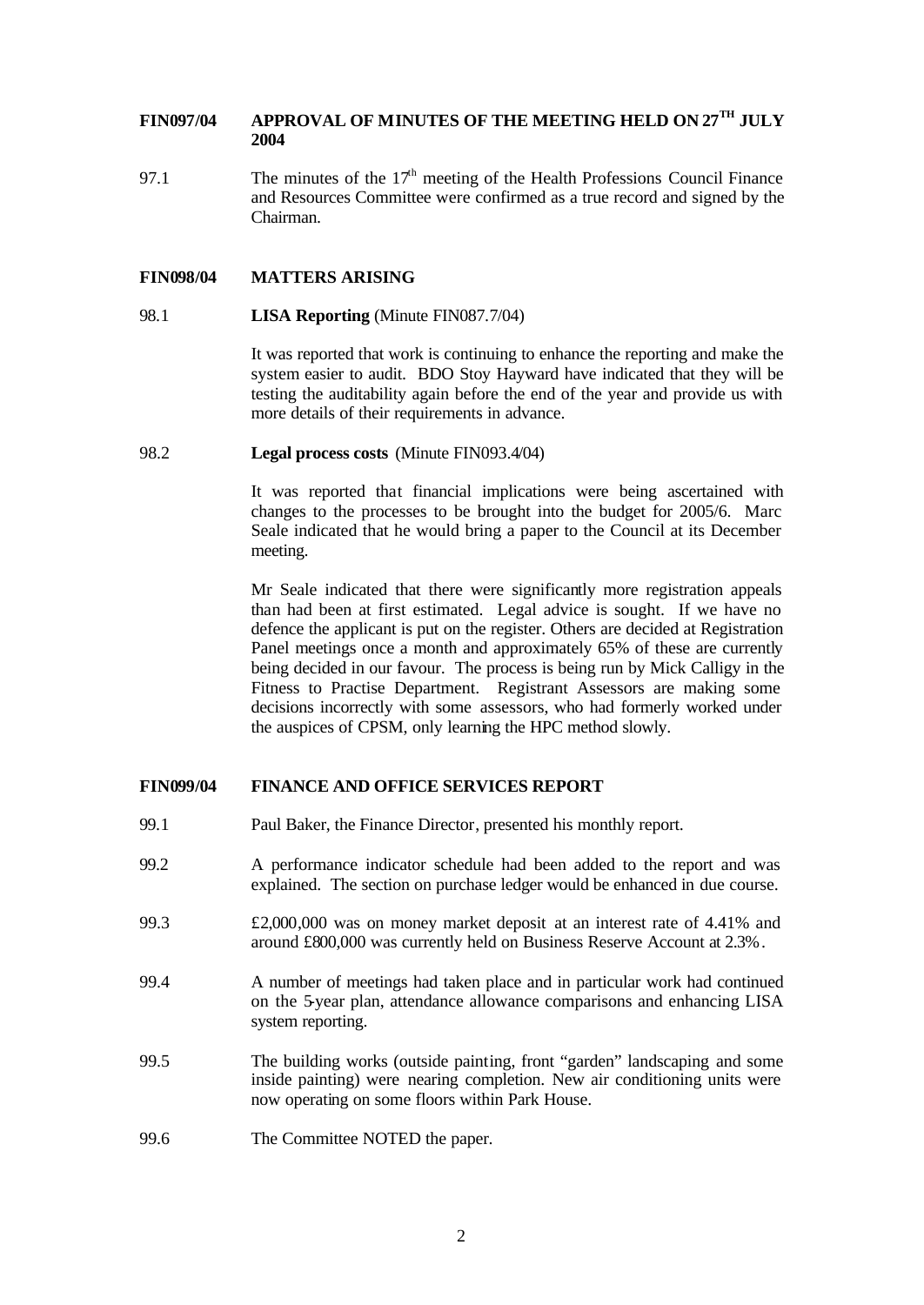**FIN097/04 APPROVAL OF MINUTES OF THE MEETING HELD ON 27TH JULY 2004**

97.1 The minutes of the 17th meeting of the Health Professions Council Finance and Resources Committee were confirmed as a true record and signed by the Chairman.

**FIN098/04 MATTERS ARISING**

98.1 **LISA Reporting** (Minute FIN087.7/04)

It was reported that work is continuing to enhance the reporting and make the system easier to audit. BDO Stoy Hayward have indicated that they will be testing the auditability again before the end of the year and provide us with more details of their requirements in advance.

98.2 **Legal process costs** (Minute FIN093.4/04)

It was reported that financial implications were being ascertained with changes to the processes to be brought into the budget for 2005/6. Marc Seale indicated that he would bring a paper to the Council at its December meeting.

Mr Seale indicated that there were significantly more registration appeals than had been at first estimated. Legal advice is sought. If we have no defence the applicant is put on the register. Others are decided at Registration Panel meetings once a month and approximately 65% of these are currently being decided in our favour. The process is being run by Mick Calligy in the Fitness to Practise Department. Registrant Assessors are making some decisions incorrectly with some assessors, who had formerly worked under the auspices of CPSM, only learning the HPC method slowly.

**FIN099/04 FINANCE AND OFFICE SERVICES REPORT**

99.1 Paul Baker, the Finance Director, presented his monthly report.

99.2 A performance indicator schedule had been added to the report and was explained. The section on purchase ledger would be enhanced in due course.

99.3 £2,000,000 was on money market deposit at an interest rate of 4.41% and around £800,000 was currently held on Business Reserve Account at 2.3%.

99.4 A number of meetings had taken place and in particular work had continued on the 5-year plan, attendance allowance comparisons and enhancing LISA system reporting.

99.5 The building works (outside painting, front "garden" landscaping and some inside painting) were nearing completion. New air conditioning units were now operating on some floors within Park House.

99.6 The Committee NOTED the paper.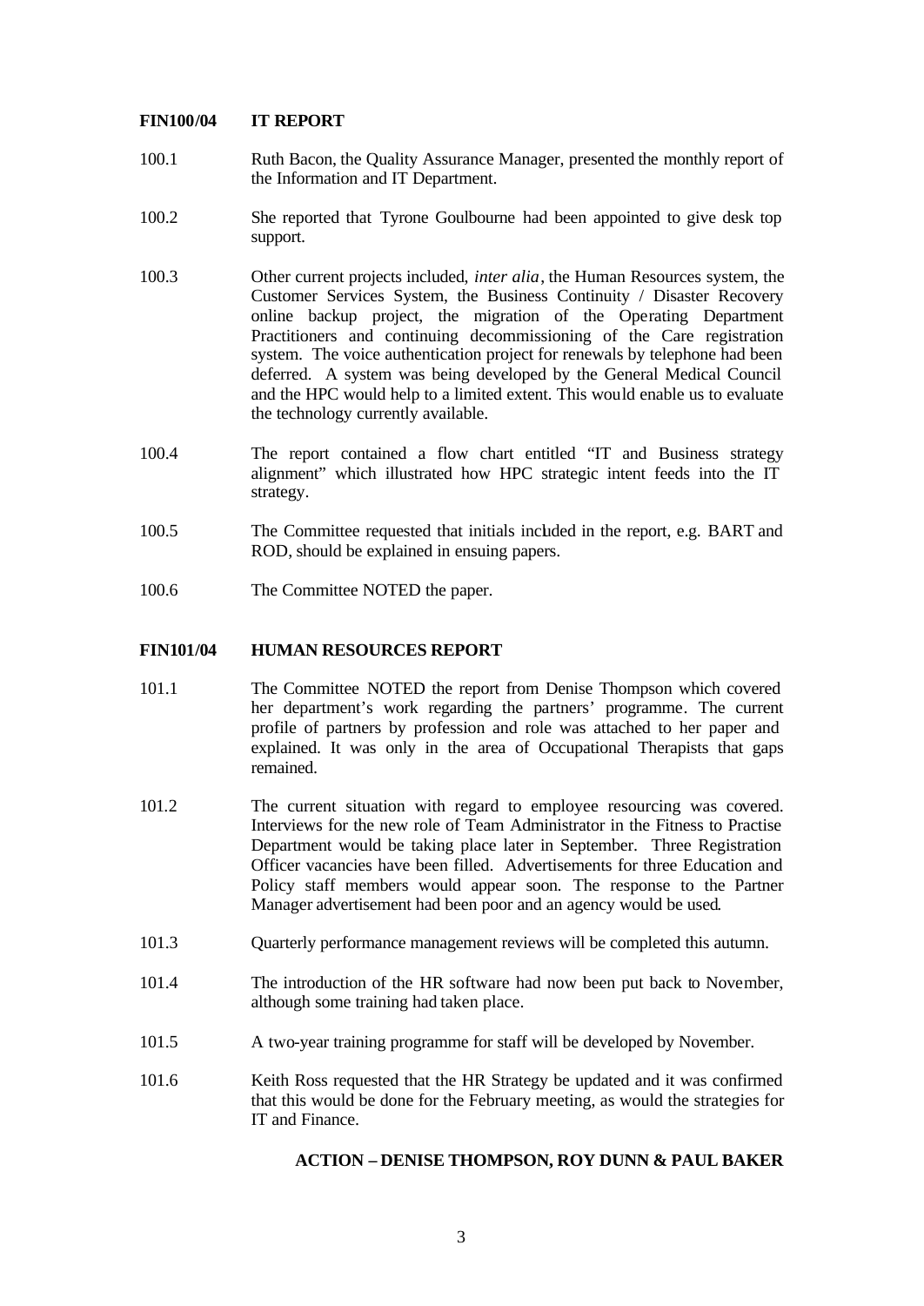**FIN100/04 IT REPORT**

100.1 Ruth Bacon, the Quality Assurance Manager, presented the monthly report of the Information and IT Department.

100.2 She reported that Tyrone Goulbourne had been appointed to give desk top support.

100.3 Other current projects included, *inter alia*, the Human Resources system, the Customer Services System, the Business Continuity / Disaster Recovery online backup project, the migration of the Operating Department Practitioners and continuing decommissioning of the Care registration system. The voice authentication project for renewals by telephone had been deferred. A system was being developed by the General Medical Council and the HPC would help to a limited extent. This would enable us to evaluate the technology currently available.

100.4 The report contained a flow chart entitled "IT and Business strategy alignment" which illustrated how HPC strategic intent feeds into the IT strategy.

100.5 The Committee requested that initials included in the report, e.g. BART and ROD, should be explained in ensuing papers.

100.6 The Committee NOTED the paper.

**FIN101/04 HUMAN RESOURCES REPORT**

101.1 The Committee NOTED the report from Denise Thompson which covered her department's work regarding the partners' programme. The current profile of partners by profession and role was attached to her paper and explained. It was only in the area of Occupational Therapists that gaps remained.

101.2 The current situation with regard to employee resourcing was covered. Interviews for the new role of Team Administrator in the Fitness to Practise Department would be taking place later in September. Three Registration Officer vacancies have been filled. Advertisements for three Education and Policy staff members would appear soon. The response to the Partner Manager advertisement had been poor and an agency would be used.

101.3 Quarterly performance management reviews will be completed this autumn.

101.4 The introduction of the HR software had now been put back to November, although some training had taken place.

101.5 A two-year training programme for staff will be developed by November.

101.6 Keith Ross requested that the HR Strategy be updated and it was confirmed that this would be done for the February meeting, as would the strategies for IT and Finance.

**ACTION – DENISE THOMPSON, ROY DUNN & PAUL BAKER**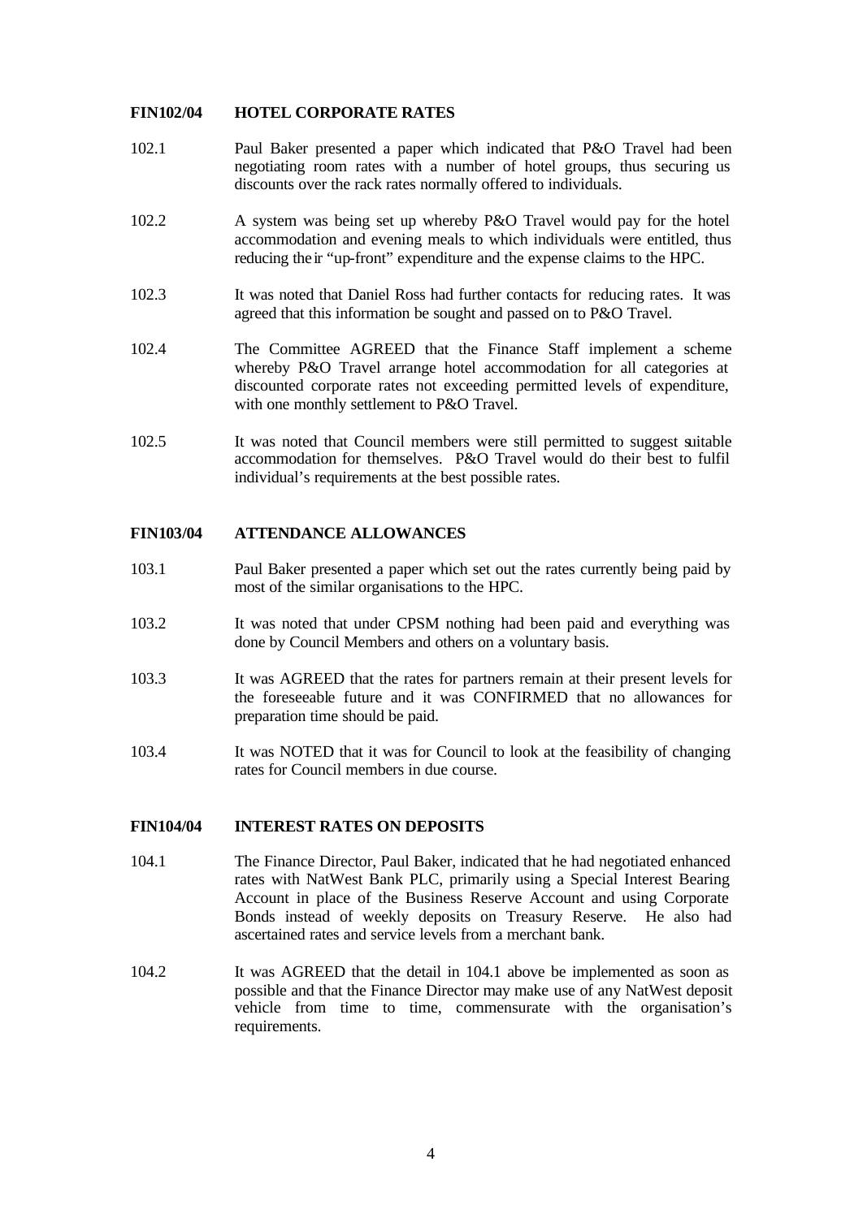**FIN102/04 HOTEL CORPORATE RATES**

102.1 Paul Baker presented a paper which indicated that P&O Travel had been negotiating room rates with a number of hotel groups, thus securing us discounts over the rack rates normally offered to individuals.

102.2 A system was being set up whereby P&O Travel would pay for the hotel accommodation and evening meals to which individuals were entitled, thus reducing their "up-front" expenditure and the expense claims to the HPC.

102.3 It was noted that Daniel Ross had further contacts for reducing rates. It was agreed that this information be sought and passed on to P&O Travel.

102.4 The Committee AGREED that the Finance Staff implement a scheme whereby P&O Travel arrange hotel accommodation for all categories at discounted corporate rates not exceeding permitted levels of expenditure, with one monthly settlement to P&O Travel.

102.5 It was noted that Council members were still permitted to suggest suitable accommodation for themselves. P&O Travel would do their best to fulfil individual's requirements at the best possible rates.

**FIN103/04 ATTENDANCE ALLOWANCES**

103.1 Paul Baker presented a paper which set out the rates currently being paid by most of the similar organisations to the HPC.

103.2 It was noted that under CPSM nothing had been paid and everything was done by Council Members and others on a voluntary basis.

103.3 It was AGREED that the rates for partners remain at their present levels for the foreseeable future and it was CONFIRMED that no allowances for preparation time should be paid.

103.4 It was NOTED that it was for Council to look at the feasibility of changing rates for Council members in due course.

**FIN104/04 INTEREST RATES ON DEPOSITS**

104.1 The Finance Director, Paul Baker, indicated that he had negotiated enhanced rates with NatWest Bank PLC, primarily using a Special Interest Bearing Account in place of the Business Reserve Account and using Corporate Bonds instead of weekly deposits on Treasury Reserve. He also had ascertained rates and service levels from a merchant bank.

104.2 It was AGREED that the detail in 104.1 above be implemented as soon as possible and that the Finance Director may make use of any NatWest deposit vehicle from time to time, commensurate with the organisation's requirements.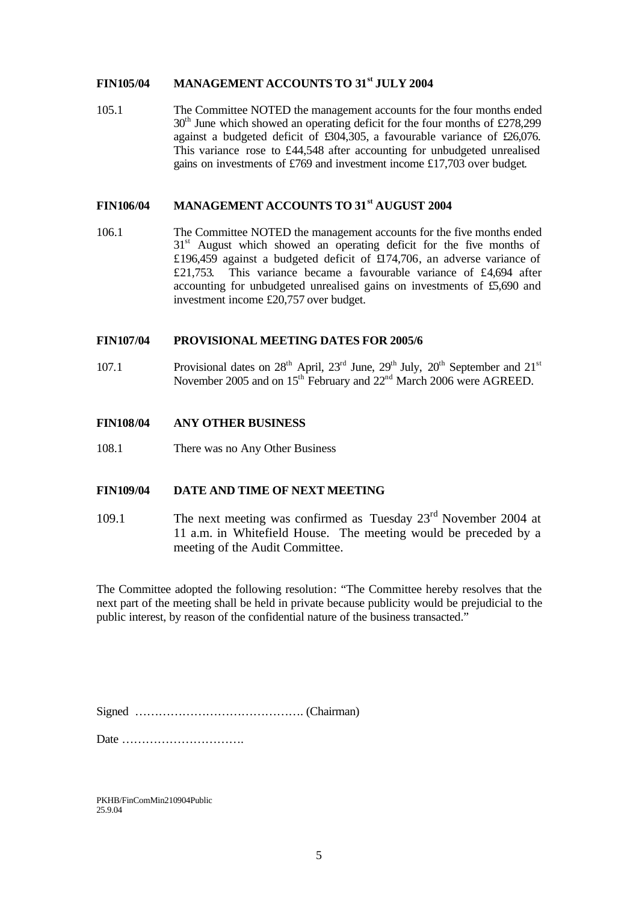### FIN105/04 MANAGEMENT ACCOUNTS TO 31st JULY 2004

105.1 The Committee NOTED the management accounts for the four months ended 30th June which showed an operating deficit for the four months of £278,299 against a budgeted deficit of £304,305, a favourable variance of £26,076. This variance rose to £44,548 after accounting for unbudgeted unrealised gains on investments of £769 and investment income £17,703 over budget.

### FIN106/04 MANAGEMENT ACCOUNTS TO 31st AUGUST 2004

106.1 The Committee NOTED the management accounts for the five months ended 31st August which showed an operating deficit for the five months of £196,459 against a budgeted deficit of £174,706, an adverse variance of £21,753. This variance became a favourable variance of £4,694 after accounting for unbudgeted unrealised gains on investments of £5,690 and investment income £20,757 over budget.

### FIN107/04 PROVISIONAL MEETING DATES FOR 2005/6

107.1 Provisional dates on 28th April, 23rd June, 29th July, 20th September and 21st November 2005 and on 15th February and 22nd March 2006 were AGREED.

### FIN108/04 ANY OTHER BUSINESS

108.1 There was no Any Other Business

### FIN109/04 DATE AND TIME OF NEXT MEETING

109.1 The next meeting was confirmed as Tuesday 23rd November 2004 at 11 a.m. in Whitefield House. The meeting would be preceded by a meeting of the Audit Committee.

The Committee adopted the following resolution: "The Committee hereby resolves that the next part of the meeting shall be held in private because publicity would be prejudicial to the public interest, by reason of the confidential nature of the business transacted."

Signed ……………………………………. (Chairman)

Date ………………………….

PKHB/FinComMin210904Public
25.9.04